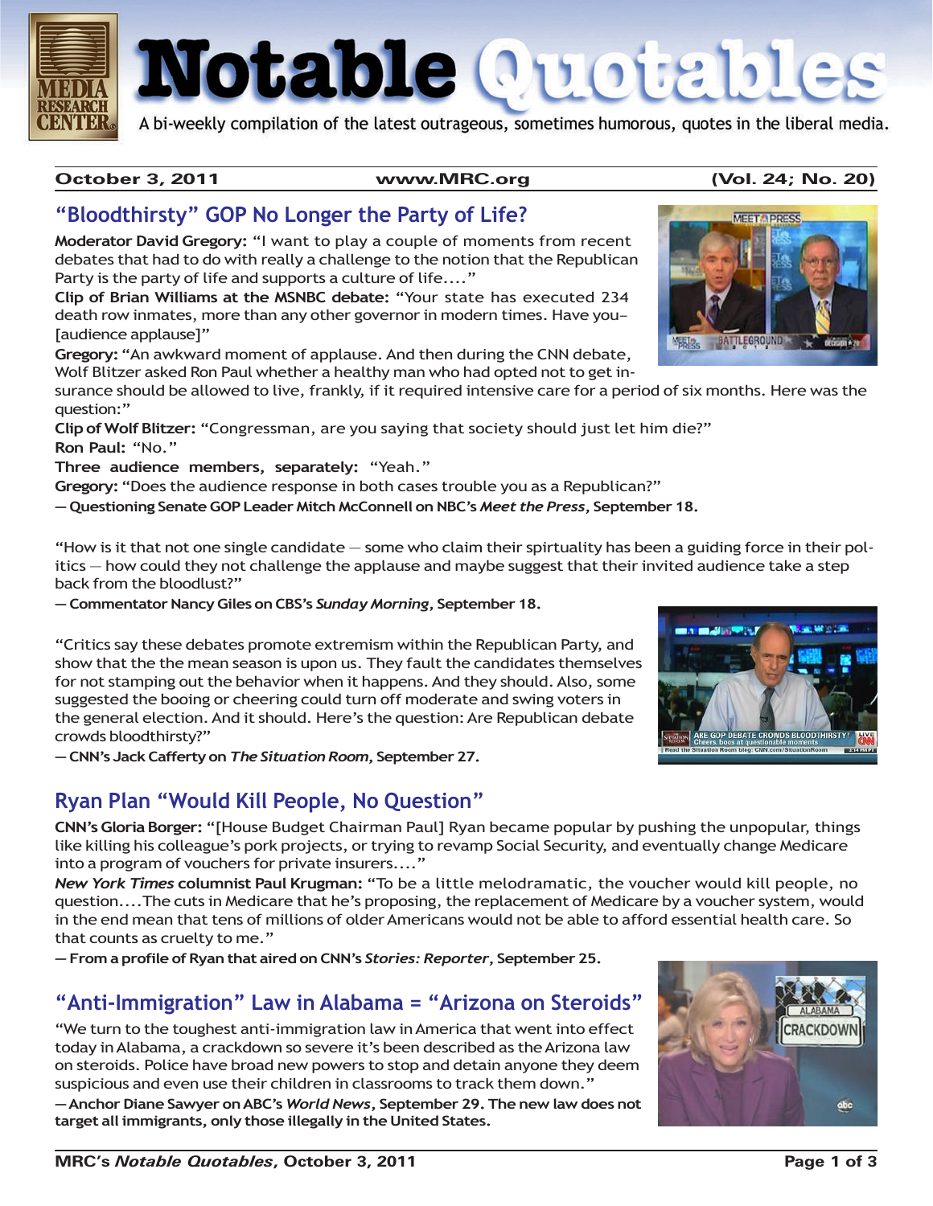# Notable Quotables

A bi-weekly compilation of the latest outrageous, sometimes humorous, quotes in the liberal media.

**October 3, 2011** **www.MRC.org** **(Vol. 24; No. 20)**

## "Bloodthirsty" GOP No Longer the Party of Life?

**Moderator David Gregory:** "I want to play a couple of moments from recent debates that had to do with really a challenge to the notion that the Republican Party is the party of life and supports a culture of life...."

**Clip of Brian Williams at the MSNBC debate:** "Your state has executed 234 death row inmates, more than any other governor in modern times. Have you– [audience applause]"

**Gregory:** "An awkward moment of applause. And then during the CNN debate, Wolf Blitzer asked Ron Paul whether a healthy man who had opted not to get insurance should be allowed to live, frankly, if it required intensive care for a period of six months. Here was the question:"

**Clip of Wolf Blitzer:** "Congressman, are you saying that society should just let him die?"

**Ron Paul:** "No."

**Three audience members, separately:** "Yeah."

**Gregory:** "Does the audience response in both cases trouble you as a Republican?"

**— Questioning Senate GOP Leader Mitch McConnell on NBC's *Meet the Press*, September 18.**

"How is it that not one single candidate — some who claim their spirtuality has been a guiding force in their politics — how could they not challenge the applause and maybe suggest that their invited audience take a step back from the bloodlust?"

**— Commentator Nancy Giles on CBS's *Sunday Morning*, September 18.**

"Critics say these debates promote extremism within the Republican Party, and show that the the mean season is upon us. They fault the candidates themselves for not stamping out the behavior when it happens. And they should. Also, some suggested the booing or cheering could turn off moderate and swing voters in the general election. And it should. Here's the question: Are Republican debate crowds bloodthirsty?"

**— CNN's Jack Cafferty on *The Situation Room*, September 27.**

## Ryan Plan "Would Kill People, No Question"

**CNN's Gloria Borger:** "[House Budget Chairman Paul] Ryan became popular by pushing the unpopular, things like killing his colleague's pork projects, or trying to revamp Social Security, and eventually change Medicare into a program of vouchers for private insurers...."

***New York Times* columnist Paul Krugman:** "To be a little melodramatic, the voucher would kill people, no question....The cuts in Medicare that he's proposing, the replacement of Medicare by a voucher system, would in the end mean that tens of millions of older Americans would not be able to afford essential health care. So that counts as cruelty to me."

**— From a profile of Ryan that aired on CNN's *Stories: Reporter*, September 25.**

## "Anti-Immigration" Law in Alabama = "Arizona on Steroids"

"We turn to the toughest anti-immigration law in America that went into effect today in Alabama, a crackdown so severe it's been described as the Arizona law on steroids. Police have broad new powers to stop and detain anyone they deem suspicious and even use their children in classrooms to track them down."

**— Anchor Diane Sawyer on ABC's *World News*, September 29. The new law does not target all immigrants, only those illegally in the United States.**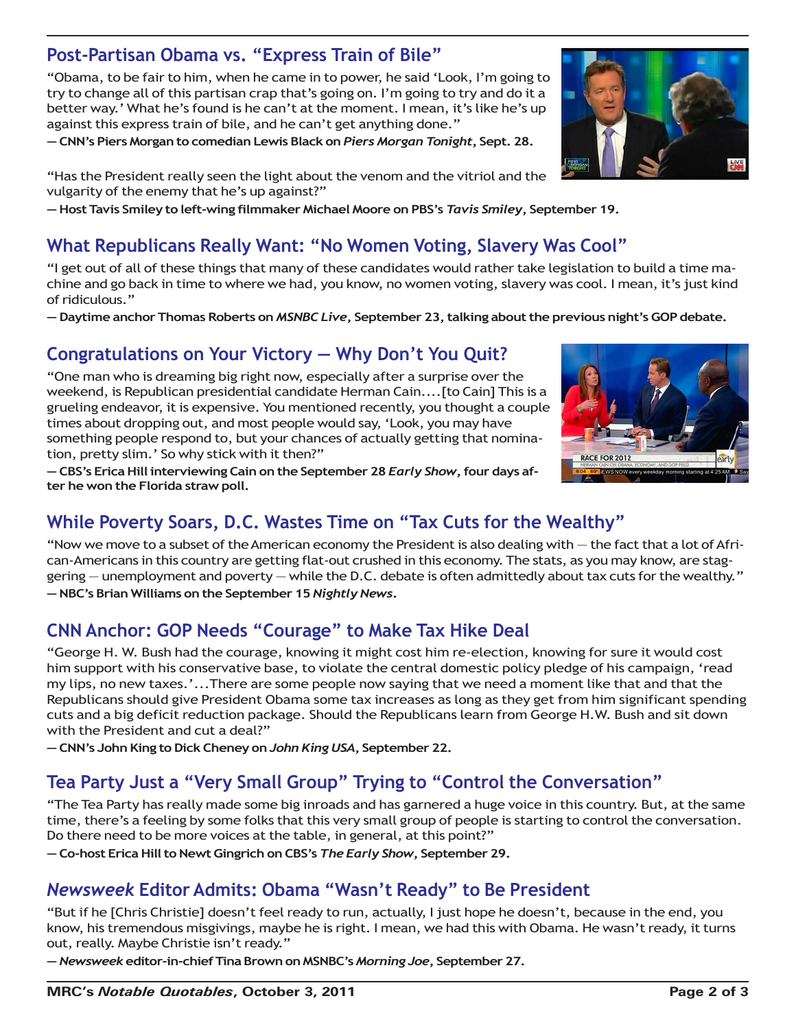## Post-Partisan Obama vs. "Express Train of Bile"

"Obama, to be fair to him, when he came in to power, he said 'Look, I'm going to try to change all of this partisan crap that's going on. I'm going to try and do it a better way.' What he's found is he can't at the moment. I mean, it's like he's up against this express train of bile, and he can't get anything done."

**— CNN's Piers Morgan to comedian Lewis Black on *Piers Morgan Tonight*, Sept. 28.**

"Has the President really seen the light about the venom and the vitriol and the vulgarity of the enemy that he's up against?"

**— Host Tavis Smiley to left-wing filmmaker Michael Moore on PBS's *Tavis Smiley*, September 19.**

## What Republicans Really Want: "No Women Voting, Slavery Was Cool"

"I get out of all of these things that many of these candidates would rather take legislation to build a time machine and go back in time to where we had, you know, no women voting, slavery was cool. I mean, it's just kind of ridiculous."

**— Daytime anchor Thomas Roberts on *MSNBC Live*, September 23, talking about the previous night's GOP debate.**

## Congratulations on Your Victory — Why Don't You Quit?

"One man who is dreaming big right now, especially after a surprise over the weekend, is Republican presidential candidate Herman Cain....[to Cain] This is a grueling endeavor, it is expensive. You mentioned recently, you thought a couple times about dropping out, and most people would say, 'Look, you may have something people respond to, but your chances of actually getting that nomination, pretty slim.' So why stick with it then?"

**— CBS's Erica Hill interviewing Cain on the September 28 *Early Show*, four days after he won the Florida straw poll.**

## While Poverty Soars, D.C. Wastes Time on "Tax Cuts for the Wealthy"

"Now we move to a subset of the American economy the President is also dealing with — the fact that a lot of African-Americans in this country are getting flat-out crushed in this economy. The stats, as you may know, are staggering — unemployment and poverty — while the D.C. debate is often admittedly about tax cuts for the wealthy."

**— NBC's Brian Williams on the September 15 *Nightly News*.**

## CNN Anchor: GOP Needs "Courage" to Make Tax Hike Deal

"George H. W. Bush had the courage, knowing it might cost him re-election, knowing for sure it would cost him support with his conservative base, to violate the central domestic policy pledge of his campaign, 'read my lips, no new taxes.'...There are some people now saying that we need a moment like that and that the Republicans should give President Obama some tax increases as long as they get from him significant spending cuts and a big deficit reduction package. Should the Republicans learn from George H.W. Bush and sit down with the President and cut a deal?"

**— CNN's John King to Dick Cheney on *John King USA*, September 22.**

## Tea Party Just a "Very Small Group" Trying to "Control the Conversation"

"The Tea Party has really made some big inroads and has garnered a huge voice in this country. But, at the same time, there's a feeling by some folks that this very small group of people is starting to control the conversation. Do there need to be more voices at the table, in general, at this point?"

**— Co-host Erica Hill to Newt Gingrich on CBS's *The Early Show*, September 29.**

## *Newsweek* Editor Admits: Obama "Wasn't Ready" to Be President

"But if he [Chris Christie] doesn't feel ready to run, actually, I just hope he doesn't, because in the end, you know, his tremendous misgivings, maybe he is right. I mean, we had this with Obama. He wasn't ready, it turns out, really. Maybe Christie isn't ready."

**— *Newsweek* editor-in-chief Tina Brown on MSNBC's *Morning Joe*, September 27.**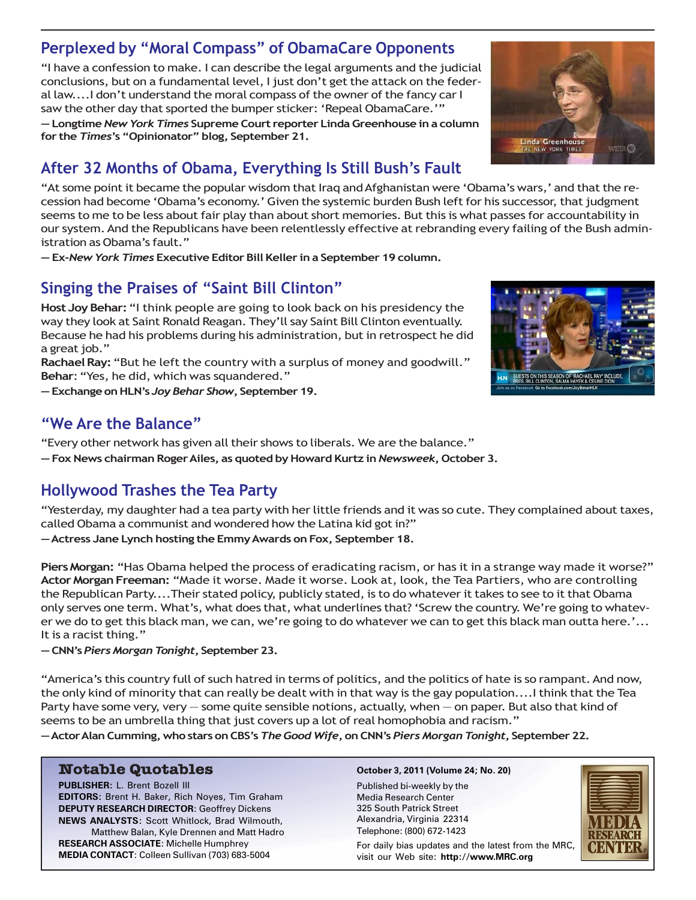## Perplexed by "Moral Compass" of ObamaCare Opponents

"I have a confession to make. I can describe the legal arguments and the judicial conclusions, but on a fundamental level, I just don't get the attack on the federal law....I don't understand the moral compass of the owner of the fancy car I saw the other day that sported the bumper sticker: 'Repeal ObamaCare.'"

**— Longtime *New York Times* Supreme Court reporter Linda Greenhouse in a column for the *Times*'s "Opinionator" blog, September 21.**

## After 32 Months of Obama, Everything Is Still Bush's Fault

"At some point it became the popular wisdom that Iraq and Afghanistan were 'Obama's wars,' and that the recession had become 'Obama's economy.' Given the systemic burden Bush left for his successor, that judgment seems to me to be less about fair play than about short memories. But this is what passes for accountability in our system. And the Republicans have been relentlessly effective at rebranding every failing of the Bush administration as Obama's fault."

**— Ex-*New York Times* Executive Editor Bill Keller in a September 19 column.**

## Singing the Praises of "Saint Bill Clinton"

**Host Joy Behar:** "I think people are going to look back on his presidency the way they look at Saint Ronald Reagan. They'll say Saint Bill Clinton eventually. Because he had his problems during his administration, but in retrospect he did a great job."

**Rachael Ray:** "But he left the country with a surplus of money and goodwill."

**Behar**: "Yes, he did, which was squandered."

**— Exchange on HLN's *Joy Behar Show*, September 19.**

## "We Are the Balance"

"Every other network has given all their shows to liberals. We are the balance."

**— Fox News chairman Roger Ailes, as quoted by Howard Kurtz in *Newsweek*, October 3.**

## Hollywood Trashes the Tea Party

"Yesterday, my daughter had a tea party with her little friends and it was so cute. They complained about taxes, called Obama a communist and wondered how the Latina kid got in?"

**— Actress Jane Lynch hosting the Emmy Awards on Fox, September 18.**

**Piers Morgan:** "Has Obama helped the process of eradicating racism, or has it in a strange way made it worse?"

**Actor Morgan Freeman:** "Made it worse. Made it worse. Look at, look, the Tea Partiers, who are controlling the Republican Party....Their stated policy, publicly stated, is to do whatever it takes to see to it that Obama only serves one term. What's, what does that, what underlines that? 'Screw the country. We're going to whatever we do to get this black man, we can, we're going to do whatever we can to get this black man outta here.'... It is a racist thing."

**— CNN's *Piers Morgan Tonight*, September 23.**

"America's this country full of such hatred in terms of politics, and the politics of hate is so rampant. And now, the only kind of minority that can really be dealt with in that way is the gay population....I think that the Tea Party have some very, very — some quite sensible notions, actually, when — on paper. But also that kind of seems to be an umbrella thing that just covers up a lot of real homophobia and racism."

**— Actor Alan Cumming, who stars on CBS's *The Good Wife*, on CNN's *Piers Morgan Tonight*, September 22.**

---

**Notable Quotables**

**PUBLISHER**: L. Brent Bozell III
**EDITORS**: Brent H. Baker, Rich Noyes, Tim Graham
**DEPUTY RESEARCH DIRECTOR**: Geoffrey Dickens
**NEWS ANALYSTS**: Scott Whitlock, Brad Wilmouth, Matthew Balan, Kyle Drennen and Matt Hadro
**RESEARCH ASSOCIATE**: Michelle Humphrey
**MEDIA CONTACT**: Colleen Sullivan (703) 683-5004

**October 3, 2011 (Volume 24; No. 20)**

Published bi-weekly by the Media Research Center
325 South Patrick Street
Alexandria, Virginia 22314
Telephone: (800) 672-1423

For daily bias updates and the latest from the MRC, visit our Web site: **http://www.MRC.org**